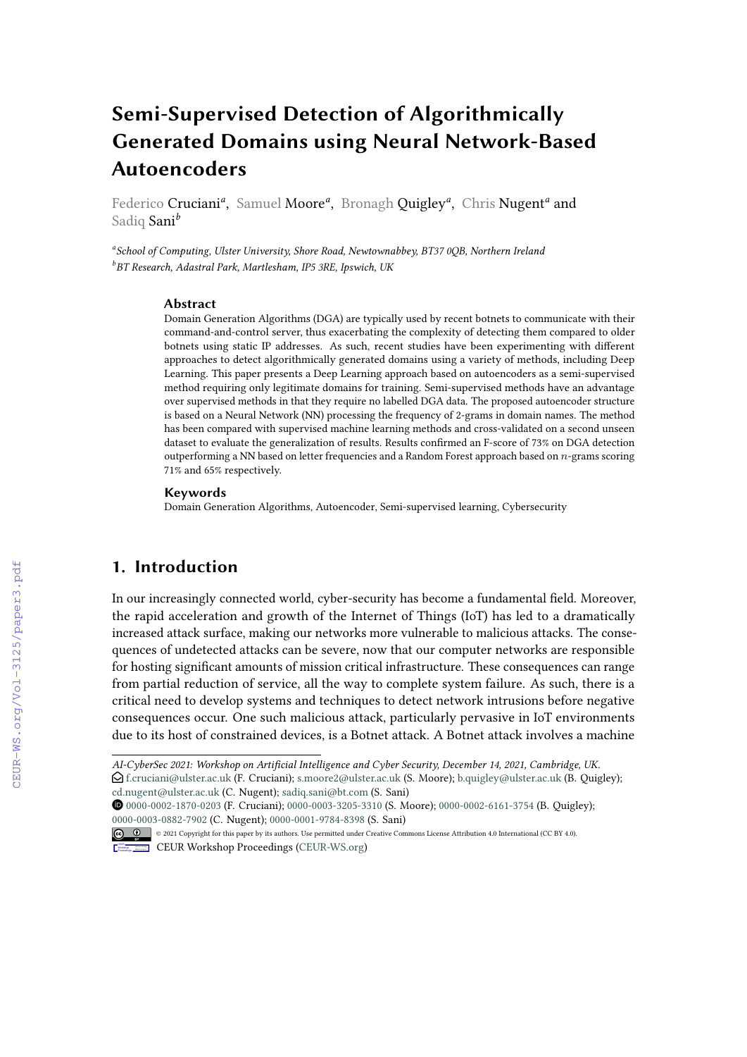# Semi-Supervised Detection of Algorithmically Generated Domains using Neural Network-Based Autoencoders

Federico Cruciani[a], Samuel Moore[a], Bronagh Quigley[a], Chris Nugent[a] and Sadiq Sani[b]

[a]*School of Computing, Ulster University, Shore Road, Newtownabbey, BT37 0QB, Northern Ireland*
[b]*BT Research, Adastral Park, Martlesham, IP5 3RE, Ipswich, UK*

### Abstract

Domain Generation Algorithms (DGA) are typically used by recent botnets to communicate with their command-and-control server, thus exacerbating the complexity of detecting them compared to older botnets using static IP addresses. As such, recent studies have been experimenting with different approaches to detect algorithmically generated domains using a variety of methods, including Deep Learning. This paper presents a Deep Learning approach based on autoencoders as a semi-supervised method requiring only legitimate domains for training. Semi-supervised methods have an advantage over supervised methods in that they require no labelled DGA data. The proposed autoencoder structure is based on a Neural Network (NN) processing the frequency of 2-grams in domain names. The method has been compared with supervised machine learning methods and cross-validated on a second unseen dataset to evaluate the generalization of results. Results confirmed an F-score of 73% on DGA detection outperforming a NN based on letter frequencies and a Random Forest approach based on $n$-grams scoring 71% and 65% respectively.

### Keywords

Domain Generation Algorithms, Autoencoder, Semi-supervised learning, Cybersecurity

## 1. Introduction

In our increasingly connected world, cyber-security has become a fundamental field. Moreover, the rapid acceleration and growth of the Internet of Things (IoT) has led to a dramatically increased attack surface, making our networks more vulnerable to malicious attacks. The consequences of undetected attacks can be severe, now that our computer networks are responsible for hosting significant amounts of mission critical infrastructure. These consequences can range from partial reduction of service, all the way to complete system failure. As such, there is a critical need to develop systems and techniques to detect network intrusions before negative consequences occur. One such malicious attack, particularly pervasive in IoT environments due to its host of constrained devices, is a Botnet attack. A Botnet attack involves a machine

---

*AI-CyberSec 2021: Workshop on Artificial Intelligence and Cyber Security, December 14, 2021, Cambridge, UK.*
f.cruciani@ulster.ac.uk (F. Cruciani); s.moore2@ulster.ac.uk (S. Moore); b.quigley@ulster.ac.uk (B. Quigley); cd.nugent@ulster.ac.uk (C. Nugent); sadiq.sani@bt.com (S. Sani)
0000-0002-1870-0203 (F. Cruciani); 0000-0003-3205-3310 (S. Moore); 0000-0002-6161-3754 (B. Quigley); 0000-0003-0882-7902 (C. Nugent); 0000-0001-9784-8398 (S. Sani)
© 2021 Copyright for this paper by its authors. Use permitted under Creative Commons License Attribution 4.0 International (CC BY 4.0).
CEUR Workshop Proceedings (CEUR-WS.org)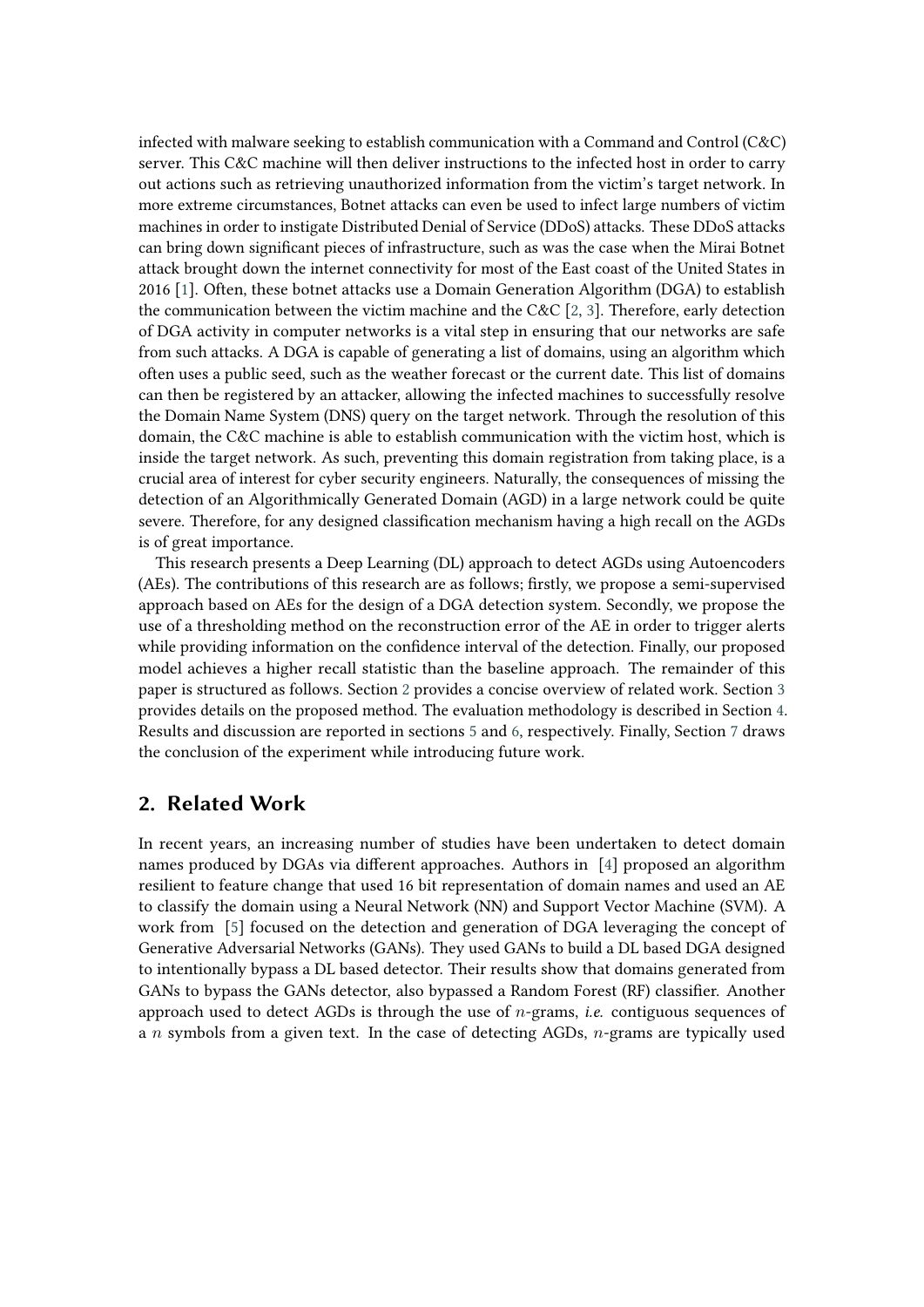infected with malware seeking to establish communication with a Command and Control (C&C) server. This C&C machine will then deliver instructions to the infected host in order to carry out actions such as retrieving unauthorized information from the victim's target network. In more extreme circumstances, Botnet attacks can even be used to infect large numbers of victim machines in order to instigate Distributed Denial of Service (DDoS) attacks. These DDoS attacks can bring down significant pieces of infrastructure, such as was the case when the Mirai Botnet attack brought down the internet connectivity for most of the East coast of the United States in 2016 [1]. Often, these botnet attacks use a Domain Generation Algorithm (DGA) to establish the communication between the victim machine and the C&C [2, 3]. Therefore, early detection of DGA activity in computer networks is a vital step in ensuring that our networks are safe from such attacks. A DGA is capable of generating a list of domains, using an algorithm which often uses a public seed, such as the weather forecast or the current date. This list of domains can then be registered by an attacker, allowing the infected machines to successfully resolve the Domain Name System (DNS) query on the target network. Through the resolution of this domain, the C&C machine is able to establish communication with the victim host, which is inside the target network. As such, preventing this domain registration from taking place, is a crucial area of interest for cyber security engineers. Naturally, the consequences of missing the detection of an Algorithmically Generated Domain (AGD) in a large network could be quite severe. Therefore, for any designed classification mechanism having a high recall on the AGDs is of great importance.

This research presents a Deep Learning (DL) approach to detect AGDs using Autoencoders (AEs). The contributions of this research are as follows; firstly, we propose a semi-supervised approach based on AEs for the design of a DGA detection system. Secondly, we propose the use of a thresholding method on the reconstruction error of the AE in order to trigger alerts while providing information on the confidence interval of the detection. Finally, our proposed model achieves a higher recall statistic than the baseline approach. The remainder of this paper is structured as follows. Section 2 provides a concise overview of related work. Section 3 provides details on the proposed method. The evaluation methodology is described in Section 4. Results and discussion are reported in sections 5 and 6, respectively. Finally, Section 7 draws the conclusion of the experiment while introducing future work.

## 2. Related Work

In recent years, an increasing number of studies have been undertaken to detect domain names produced by DGAs via different approaches. Authors in [4] proposed an algorithm resilient to feature change that used 16 bit representation of domain names and used an AE to classify the domain using a Neural Network (NN) and Support Vector Machine (SVM). A work from [5] focused on the detection and generation of DGA leveraging the concept of Generative Adversarial Networks (GANs). They used GANs to build a DL based DGA designed to intentionally bypass a DL based detector. Their results show that domains generated from GANs to bypass the GANs detector, also bypassed a Random Forest (RF) classifier. Another approach used to detect AGDs is through the use of $n$-grams, *i.e.* contiguous sequences of a $n$ symbols from a given text. In the case of detecting AGDs, $n$-grams are typically used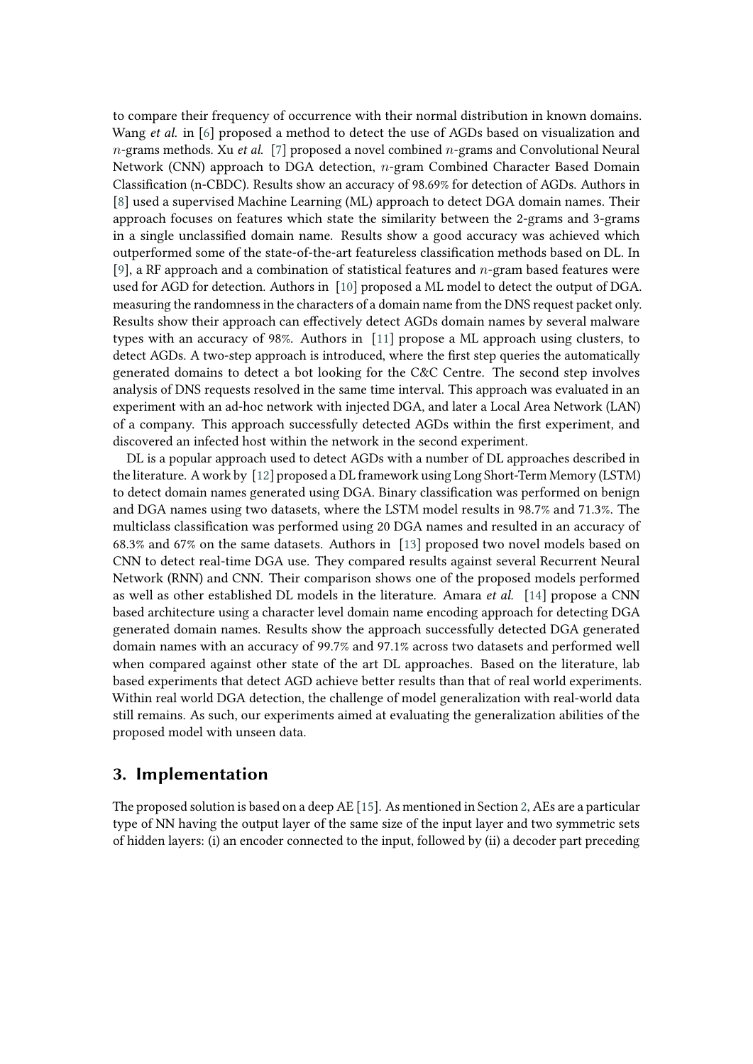to compare their frequency of occurrence with their normal distribution in known domains. Wang *et al.* in [6] proposed a method to detect the use of AGDs based on visualization and $n$-grams methods. Xu *et al.* [7] proposed a novel combined $n$-grams and Convolutional Neural Network (CNN) approach to DGA detection, $n$-gram Combined Character Based Domain Classification (n-CBDC). Results show an accuracy of 98.69% for detection of AGDs. Authors in [8] used a supervised Machine Learning (ML) approach to detect DGA domain names. Their approach focuses on features which state the similarity between the 2-grams and 3-grams in a single unclassified domain name. Results show a good accuracy was achieved which outperformed some of the state-of-the-art featureless classification methods based on DL. In [9], a RF approach and a combination of statistical features and $n$-gram based features were used for AGD for detection. Authors in [10] proposed a ML model to detect the output of DGA. measuring the randomness in the characters of a domain name from the DNS request packet only. Results show their approach can effectively detect AGDs domain names by several malware types with an accuracy of 98%. Authors in [11] propose a ML approach using clusters, to detect AGDs. A two-step approach is introduced, where the first step queries the automatically generated domains to detect a bot looking for the C&C Centre. The second step involves analysis of DNS requests resolved in the same time interval. This approach was evaluated in an experiment with an ad-hoc network with injected DGA, and later a Local Area Network (LAN) of a company. This approach successfully detected AGDs within the first experiment, and discovered an infected host within the network in the second experiment.

DL is a popular approach used to detect AGDs with a number of DL approaches described in the literature. A work by [12] proposed a DL framework using Long Short-Term Memory (LSTM) to detect domain names generated using DGA. Binary classification was performed on benign and DGA names using two datasets, where the LSTM model results in 98.7% and 71.3%. The multiclass classification was performed using 20 DGA names and resulted in an accuracy of 68.3% and 67% on the same datasets. Authors in [13] proposed two novel models based on CNN to detect real-time DGA use. They compared results against several Recurrent Neural Network (RNN) and CNN. Their comparison shows one of the proposed models performed as well as other established DL models in the literature. Amara *et al.* [14] propose a CNN based architecture using a character level domain name encoding approach for detecting DGA generated domain names. Results show the approach successfully detected DGA generated domain names with an accuracy of 99.7% and 97.1% across two datasets and performed well when compared against other state of the art DL approaches. Based on the literature, lab based experiments that detect AGD achieve better results than that of real world experiments. Within real world DGA detection, the challenge of model generalization with real-world data still remains. As such, our experiments aimed at evaluating the generalization abilities of the proposed model with unseen data.

## 3. Implementation

The proposed solution is based on a deep AE [15]. As mentioned in Section 2, AEs are a particular type of NN having the output layer of the same size of the input layer and two symmetric sets of hidden layers: (i) an encoder connected to the input, followed by (ii) a decoder part preceding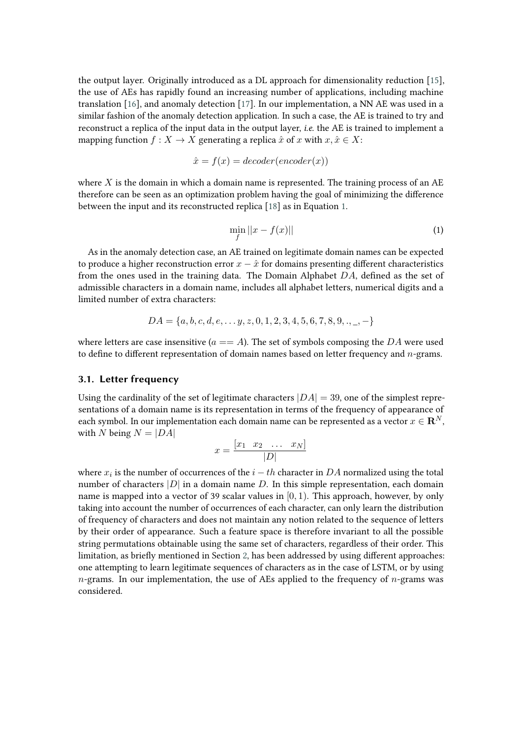the output layer. Originally introduced as a DL approach for dimensionality reduction [15], the use of AEs has rapidly found an increasing number of applications, including machine translation [16], and anomaly detection [17]. In our implementation, a NN AE was used in a similar fashion of the anomaly detection application. In such a case, the AE is trained to try and reconstruct a replica of the input data in the output layer, *i.e.* the AE is trained to implement a mapping function $f : X \to X$ generating a replica $\hat{x}$ of $x$ with $x, \hat{x} \in X$:

$$\hat{x} = f(x) = decoder(encoder(x))$$

where $X$ is the domain in which a domain name is represented. The training process of an AE therefore can be seen as an optimization problem having the goal of minimizing the difference between the input and its reconstructed replica [18] as in Equation 1.

$$\min_{f} ||x - f(x)|| \tag{1}$$

As in the anomaly detection case, an AE trained on legitimate domain names can be expected to produce a higher reconstruction error $x - \hat{x}$ for domains presenting different characteristics from the ones used in the training data. The Domain Alphabet $DA$, defined as the set of admissible characters in a domain name, includes all alphabet letters, numerical digits and a limited number of extra characters:

$$DA = \{a, b, c, d, e, \ldots y, z, 0, 1, 2, 3, 4, 5, 6, 7, 8, 9, ., \_, -\}$$

where letters are case insensitive ($a == A$). The set of symbols composing the $DA$ were used to define to different representation of domain names based on letter frequency and $n$-grams.

### 3.1. Letter frequency

Using the cardinality of the set of legitimate characters $|DA| = 39$, one of the simplest representations of a domain name is its representation in terms of the frequency of appearance of each symbol. In our implementation each domain name can be represented as a vector $x \in \mathbf{R}^N$, with $N$ being $N = |DA|$

$$x = \frac{[x_1 \quad x_2 \quad \ldots \quad x_N]}{|D|}$$

where $x_i$ is the number of occurrences of the $i - th$ character in $DA$ normalized using the total number of characters $|D|$ in a domain name $D$. In this simple representation, each domain name is mapped into a vector of 39 scalar values in $[0, 1)$. This approach, however, by only taking into account the number of occurrences of each character, can only learn the distribution of frequency of characters and does not maintain any notion related to the sequence of letters by their order of appearance. Such a feature space is therefore invariant to all the possible string permutations obtainable using the same set of characters, regardless of their order. This limitation, as briefly mentioned in Section 2, has been addressed by using different approaches: one attempting to learn legitimate sequences of characters as in the case of LSTM, or by using $n$-grams. In our implementation, the use of AEs applied to the frequency of $n$-grams was considered.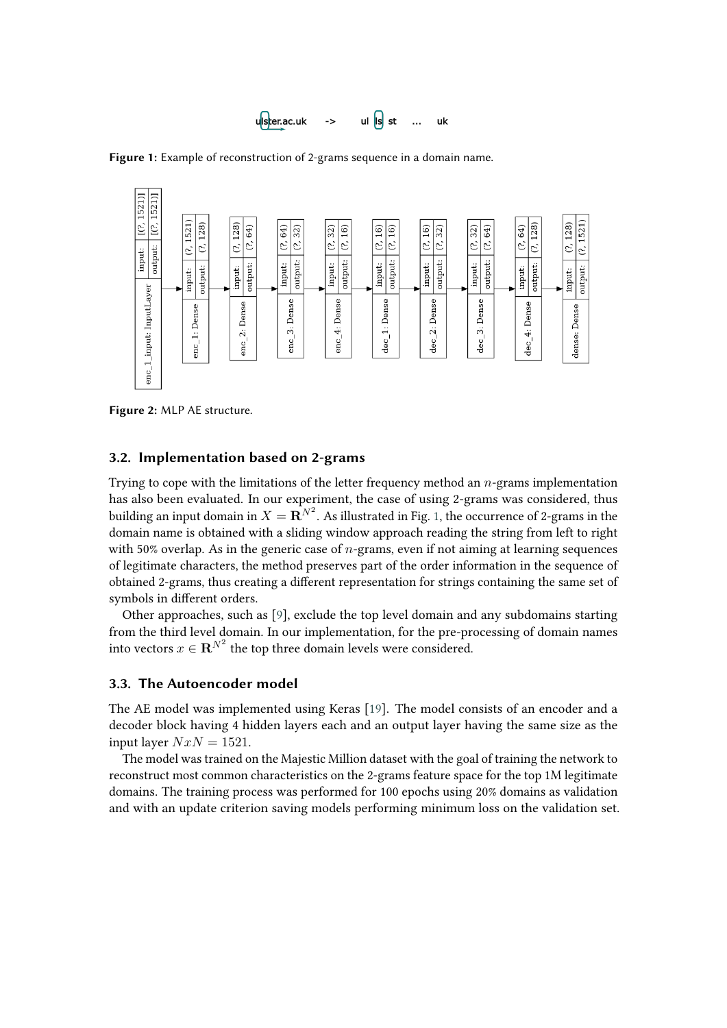ulster.ac.uk -> ul ls st ... uk

**Figure 1:** Example of reconstruction of 2-grams sequence in a domain name.

| Layer | Input | Output |
|---|---|---|
| enc_1_input: InputLayer | [(?, 1521)] | [(?, 1521)] |
| enc_1: Dense | (?, 1521) | (?, 128) |
| enc_2: Dense | (?, 128) | (?, 64) |
| enc_3: Dense | (?, 64) | (?, 32) |
| enc_4: Dense | (?, 32) | (?, 16) |
| dec_1: Dense | (?, 16) | (?, 16) |
| dec_2: Dense | (?, 16) | (?, 32) |
| dec_3: Dense | (?, 32) | (?, 64) |
| dec_4: Dense | (?, 64) | (?, 128) |
| dense: Dense | (?, 128) | (?, 1521) |

**Figure 2:** MLP AE structure.

### 3.2. Implementation based on 2-grams

Trying to cope with the limitations of the letter frequency method an $n$-grams implementation has also been evaluated. In our experiment, the case of using 2-grams was considered, thus building an input domain in $X = \mathbf{R}^{N^2}$. As illustrated in Fig. 1, the occurrence of 2-grams in the domain name is obtained with a sliding window approach reading the string from left to right with 50% overlap. As in the generic case of $n$-grams, even if not aiming at learning sequences of legitimate characters, the method preserves part of the order information in the sequence of obtained 2-grams, thus creating a different representation for strings containing the same set of symbols in different orders.

Other approaches, such as [9], exclude the top level domain and any subdomains starting from the third level domain. In our implementation, for the pre-processing of domain names into vectors $x \in \mathbf{R}^{N^2}$ the top three domain levels were considered.

### 3.3. The Autoencoder model

The AE model was implemented using Keras [19]. The model consists of an encoder and a decoder block having 4 hidden layers each and an output layer having the same size as the input layer $NxN = 1521$.

The model was trained on the Majestic Million dataset with the goal of training the network to reconstruct most common characteristics on the 2-grams feature space for the top 1M legitimate domains. The training process was performed for 100 epochs using 20% domains as validation and with an update criterion saving models performing minimum loss on the validation set.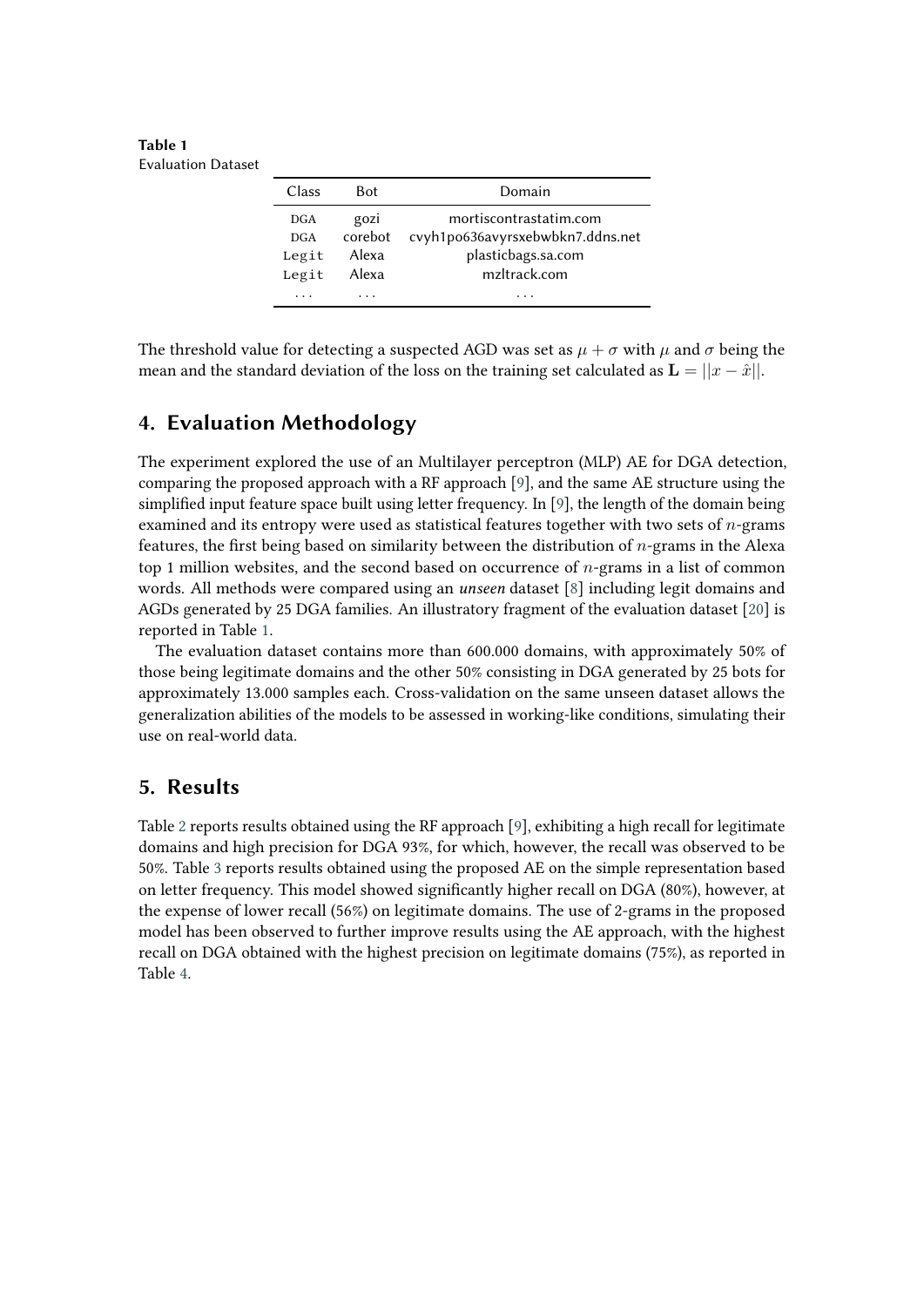**Table 1**
Evaluation Dataset

| Class | Bot | Domain |
|---|---|---|
| DGA | gozi | mortiscontrastatim.com |
| DGA | corebot | cvyh1po636avyrsxebwbkn7.ddns.net |
| Legit | Alexa | plasticbags.sa.com |
| Legit | Alexa | mzltrack.com |
| ... | ... | ... |

The threshold value for detecting a suspected AGD was set as $\mu + \sigma$ with $\mu$ and $\sigma$ being the mean and the standard deviation of the loss on the training set calculated as $\mathbf{L} = ||x - \hat{x}||$.

## 4. Evaluation Methodology

The experiment explored the use of an Multilayer perceptron (MLP) AE for DGA detection, comparing the proposed approach with a RF approach [9], and the same AE structure using the simplified input feature space built using letter frequency. In [9], the length of the domain being examined and its entropy were used as statistical features together with two sets of $n$-grams features, the first being based on similarity between the distribution of $n$-grams in the Alexa top 1 million websites, and the second based on occurrence of $n$-grams in a list of common words. All methods were compared using an ***unseen*** dataset [8] including legit domains and AGDs generated by 25 DGA families. An illustratory fragment of the evaluation dataset [20] is reported in Table 1.

The evaluation dataset contains more than 600.000 domains, with approximately 50% of those being legitimate domains and the other 50% consisting in DGA generated by 25 bots for approximately 13.000 samples each. Cross-validation on the same unseen dataset allows the generalization abilities of the models to be assessed in working-like conditions, simulating their use on real-world data.

## 5. Results

Table 2 reports results obtained using the RF approach [9], exhibiting a high recall for legitimate domains and high precision for DGA 93%, for which, however, the recall was observed to be 50%. Table 3 reports results obtained using the proposed AE on the simple representation based on letter frequency. This model showed significantly higher recall on DGA (80%), however, at the expense of lower recall (56%) on legitimate domains. The use of 2-grams in the proposed model has been observed to further improve results using the AE approach, with the highest recall on DGA obtained with the highest precision on legitimate domains (75%), as reported in Table 4.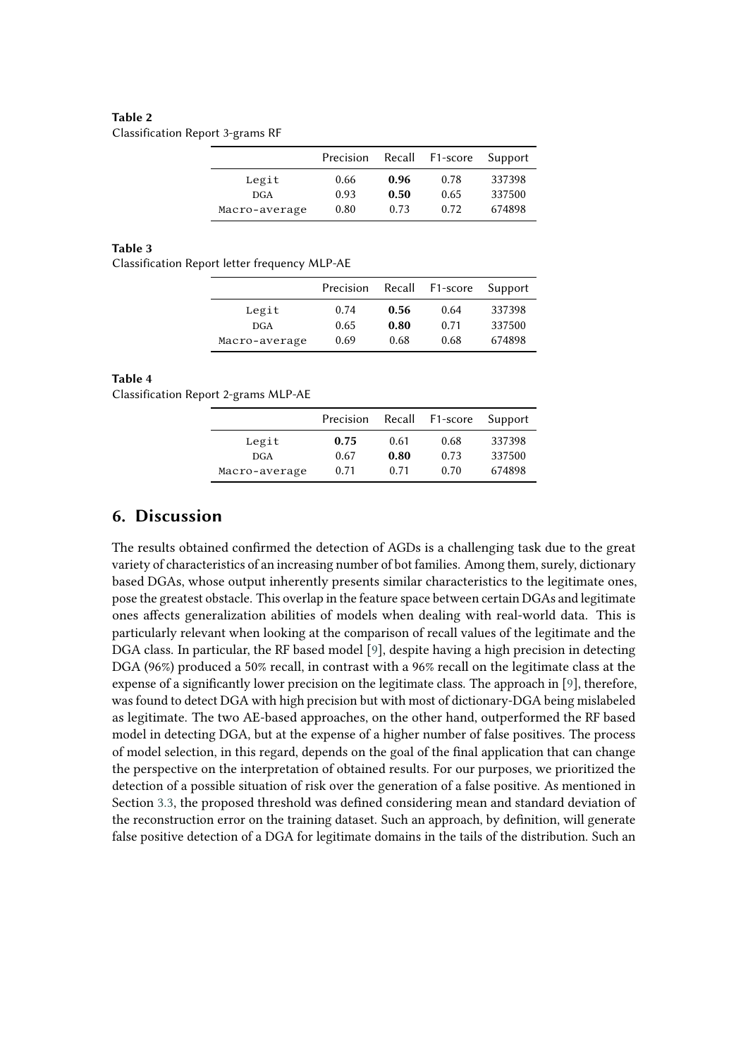**Table 2**
Classification Report 3-grams RF

| | Precision | Recall | F1-score | Support |
|---|---|---|---|---|
| Legit | 0.66 | **0.96** | 0.78 | 337398 |
| DGA | 0.93 | **0.50** | 0.65 | 337500 |
| Macro-average | 0.80 | 0.73 | 0.72 | 674898 |

**Table 3**
Classification Report letter frequency MLP-AE

| | Precision | Recall | F1-score | Support |
|---|---|---|---|---|
| Legit | 0.74 | **0.56** | 0.64 | 337398 |
| DGA | 0.65 | **0.80** | 0.71 | 337500 |
| Macro-average | 0.69 | 0.68 | 0.68 | 674898 |

**Table 4**
Classification Report 2-grams MLP-AE

| | Precision | Recall | F1-score | Support |
|---|---|---|---|---|
| Legit | **0.75** | 0.61 | 0.68 | 337398 |
| DGA | 0.67 | **0.80** | 0.73 | 337500 |
| Macro-average | 0.71 | 0.71 | 0.70 | 674898 |

## 6. Discussion

The results obtained confirmed the detection of AGDs is a challenging task due to the great variety of characteristics of an increasing number of bot families. Among them, surely, dictionary based DGAs, whose output inherently presents similar characteristics to the legitimate ones, pose the greatest obstacle. This overlap in the feature space between certain DGAs and legitimate ones affects generalization abilities of models when dealing with real-world data. This is particularly relevant when looking at the comparison of recall values of the legitimate and the DGA class. In particular, the RF based model [9], despite having a high precision in detecting DGA (96%) produced a 50% recall, in contrast with a 96% recall on the legitimate class at the expense of a significantly lower precision on the legitimate class. The approach in [9], therefore, was found to detect DGA with high precision but with most of dictionary-DGA being mislabeled as legitimate. The two AE-based approaches, on the other hand, outperformed the RF based model in detecting DGA, but at the expense of a higher number of false positives. The process of model selection, in this regard, depends on the goal of the final application that can change the perspective on the interpretation of obtained results. For our purposes, we prioritized the detection of a possible situation of risk over the generation of a false positive. As mentioned in Section 3.3, the proposed threshold was defined considering mean and standard deviation of the reconstruction error on the training dataset. Such an approach, by definition, will generate false positive detection of a DGA for legitimate domains in the tails of the distribution. Such an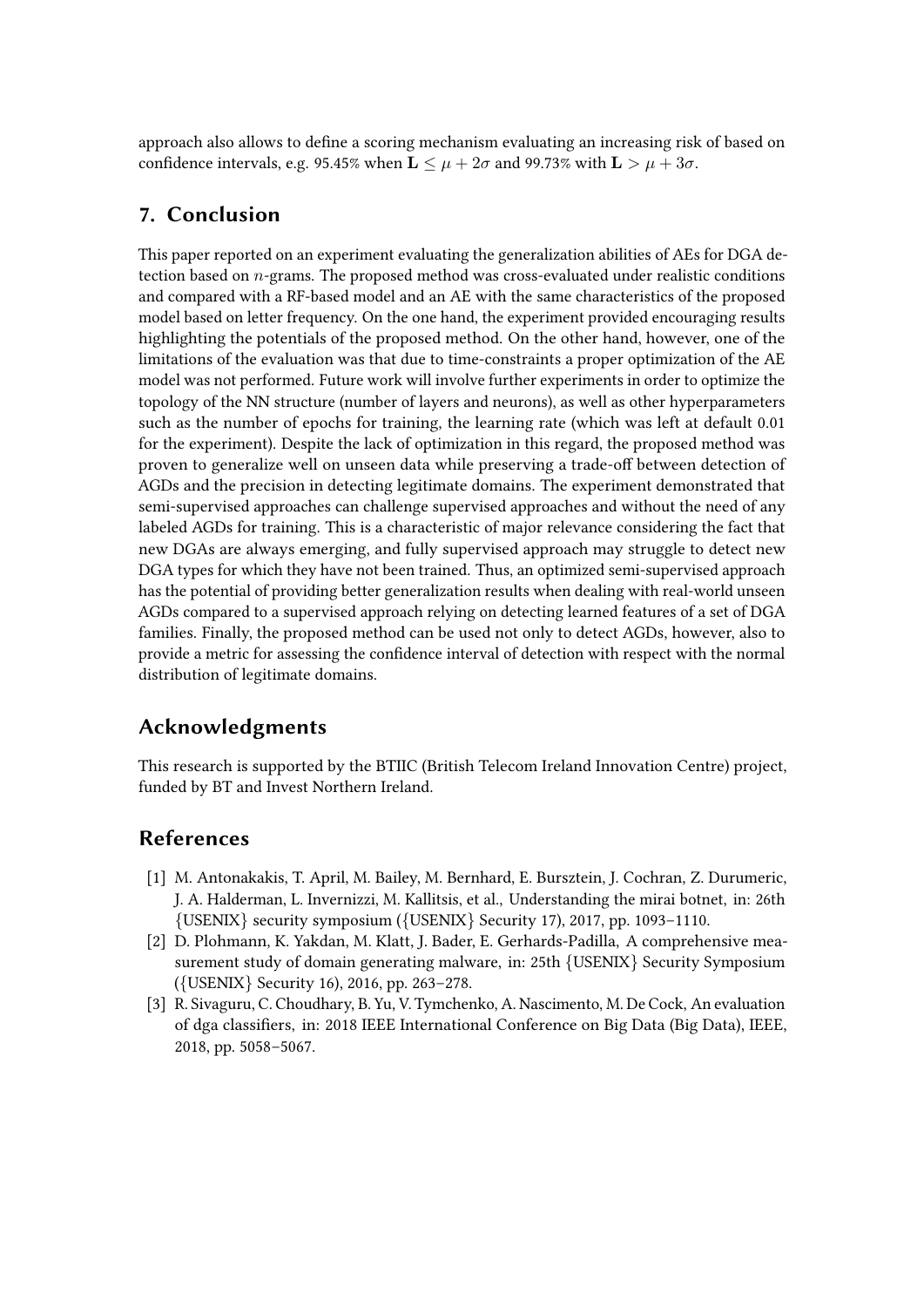approach also allows to define a scoring mechanism evaluating an increasing risk of based on confidence intervals, e.g. 95.45% when $\mathbf{L} \leq \mu + 2\sigma$ and 99.73% with $\mathbf{L} > \mu + 3\sigma$.

## 7. Conclusion

This paper reported on an experiment evaluating the generalization abilities of AEs for DGA detection based on $n$-grams. The proposed method was cross-evaluated under realistic conditions and compared with a RF-based model and an AE with the same characteristics of the proposed model based on letter frequency. On the one hand, the experiment provided encouraging results highlighting the potentials of the proposed method. On the other hand, however, one of the limitations of the evaluation was that due to time-constraints a proper optimization of the AE model was not performed. Future work will involve further experiments in order to optimize the topology of the NN structure (number of layers and neurons), as well as other hyperparameters such as the number of epochs for training, the learning rate (which was left at default 0.01 for the experiment). Despite the lack of optimization in this regard, the proposed method was proven to generalize well on unseen data while preserving a trade-off between detection of AGDs and the precision in detecting legitimate domains. The experiment demonstrated that semi-supervised approaches can challenge supervised approaches and without the need of any labeled AGDs for training. This is a characteristic of major relevance considering the fact that new DGAs are always emerging, and fully supervised approach may struggle to detect new DGA types for which they have not been trained. Thus, an optimized semi-supervised approach has the potential of providing better generalization results when dealing with real-world unseen AGDs compared to a supervised approach relying on detecting learned features of a set of DGA families. Finally, the proposed method can be used not only to detect AGDs, however, also to provide a metric for assessing the confidence interval of detection with respect with the normal distribution of legitimate domains.

## Acknowledgments

This research is supported by the BTIIC (British Telecom Ireland Innovation Centre) project, funded by BT and Invest Northern Ireland.

## References

[1] M. Antonakakis, T. April, M. Bailey, M. Bernhard, E. Bursztein, J. Cochran, Z. Durumeric, J. A. Halderman, L. Invernizzi, M. Kallitsis, et al., Understanding the mirai botnet, in: 26th {USENIX} security symposium ({USENIX} Security 17), 2017, pp. 1093–1110.

[2] D. Plohmann, K. Yakdan, M. Klatt, J. Bader, E. Gerhards-Padilla, A comprehensive measurement study of domain generating malware, in: 25th {USENIX} Security Symposium ({USENIX} Security 16), 2016, pp. 263–278.

[3] R. Sivaguru, C. Choudhary, B. Yu, V. Tymchenko, A. Nascimento, M. De Cock, An evaluation of dga classifiers, in: 2018 IEEE International Conference on Big Data (Big Data), IEEE, 2018, pp. 5058–5067.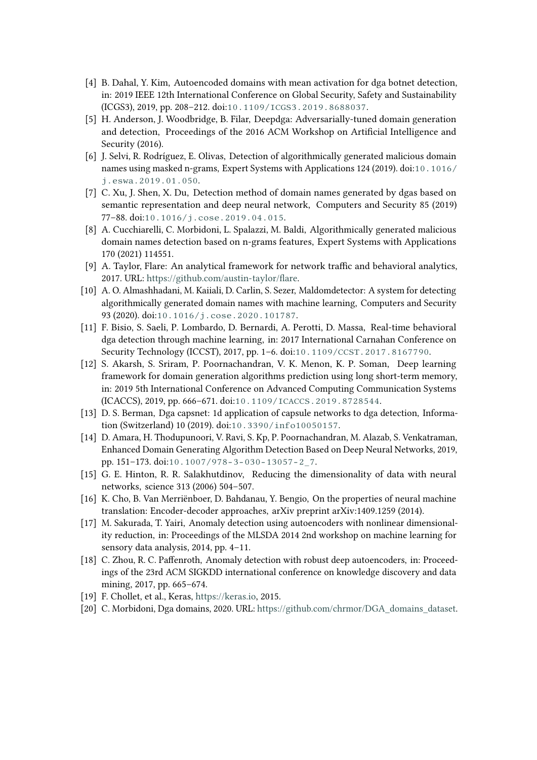[4] B. Dahal, Y. Kim, Autoencoded domains with mean activation for dga botnet detection, in: 2019 IEEE 12th International Conference on Global Security, Safety and Sustainability (ICGS3), 2019, pp. 208–212. doi:10.1109/ICGS3.2019.8688037.

[5] H. Anderson, J. Woodbridge, B. Filar, Deepdga: Adversarially-tuned domain generation and detection, Proceedings of the 2016 ACM Workshop on Artificial Intelligence and Security (2016).

[6] J. Selvi, R. Rodríguez, E. Olivas, Detection of algorithmically generated malicious domain names using masked n-grams, Expert Systems with Applications 124 (2019). doi:10.1016/j.eswa.2019.01.050.

[7] C. Xu, J. Shen, X. Du, Detection method of domain names generated by dgas based on semantic representation and deep neural network, Computers and Security 85 (2019) 77–88. doi:10.1016/j.cose.2019.04.015.

[8] A. Cucchiarelli, C. Morbidoni, L. Spalazzi, M. Baldi, Algorithmically generated malicious domain names detection based on n-grams features, Expert Systems with Applications 170 (2021) 114551.

[9] A. Taylor, Flare: An analytical framework for network traffic and behavioral analytics, 2017. URL: https://github.com/austin-taylor/flare.

[10] A. O. Almashhadani, M. Kaiiali, D. Carlin, S. Sezer, Maldomdetector: A system for detecting algorithmically generated domain names with machine learning, Computers and Security 93 (2020). doi:10.1016/j.cose.2020.101787.

[11] F. Bisio, S. Saeli, P. Lombardo, D. Bernardi, A. Perotti, D. Massa, Real-time behavioral dga detection through machine learning, in: 2017 International Carnahan Conference on Security Technology (ICCST), 2017, pp. 1–6. doi:10.1109/CCST.2017.8167790.

[12] S. Akarsh, S. Sriram, P. Poornachandran, V. K. Menon, K. P. Soman, Deep learning framework for domain generation algorithms prediction using long short-term memory, in: 2019 5th International Conference on Advanced Computing Communication Systems (ICACCS), 2019, pp. 666–671. doi:10.1109/ICACCS.2019.8728544.

[13] D. S. Berman, Dga capsnet: 1d application of capsule networks to dga detection, Information (Switzerland) 10 (2019). doi:10.3390/info10050157.

[14] D. Amara, H. Thodupunoori, V. Ravi, S. Kp, P. Poornachandran, M. Alazab, S. Venkatraman, Enhanced Domain Generating Algorithm Detection Based on Deep Neural Networks, 2019, pp. 151–173. doi:10.1007/978-3-030-13057-2_7.

[15] G. E. Hinton, R. R. Salakhutdinov, Reducing the dimensionality of data with neural networks, science 313 (2006) 504–507.

[16] K. Cho, B. Van Merriënboer, D. Bahdanau, Y. Bengio, On the properties of neural machine translation: Encoder-decoder approaches, arXiv preprint arXiv:1409.1259 (2014).

[17] M. Sakurada, T. Yairi, Anomaly detection using autoencoders with nonlinear dimensionality reduction, in: Proceedings of the MLSDA 2014 2nd workshop on machine learning for sensory data analysis, 2014, pp. 4–11.

[18] C. Zhou, R. C. Paffenroth, Anomaly detection with robust deep autoencoders, in: Proceedings of the 23rd ACM SIGKDD international conference on knowledge discovery and data mining, 2017, pp. 665–674.

[19] F. Chollet, et al., Keras, https://keras.io, 2015.

[20] C. Morbidoni, Dga domains, 2020. URL: https://github.com/chrmor/DGA_domains_dataset.